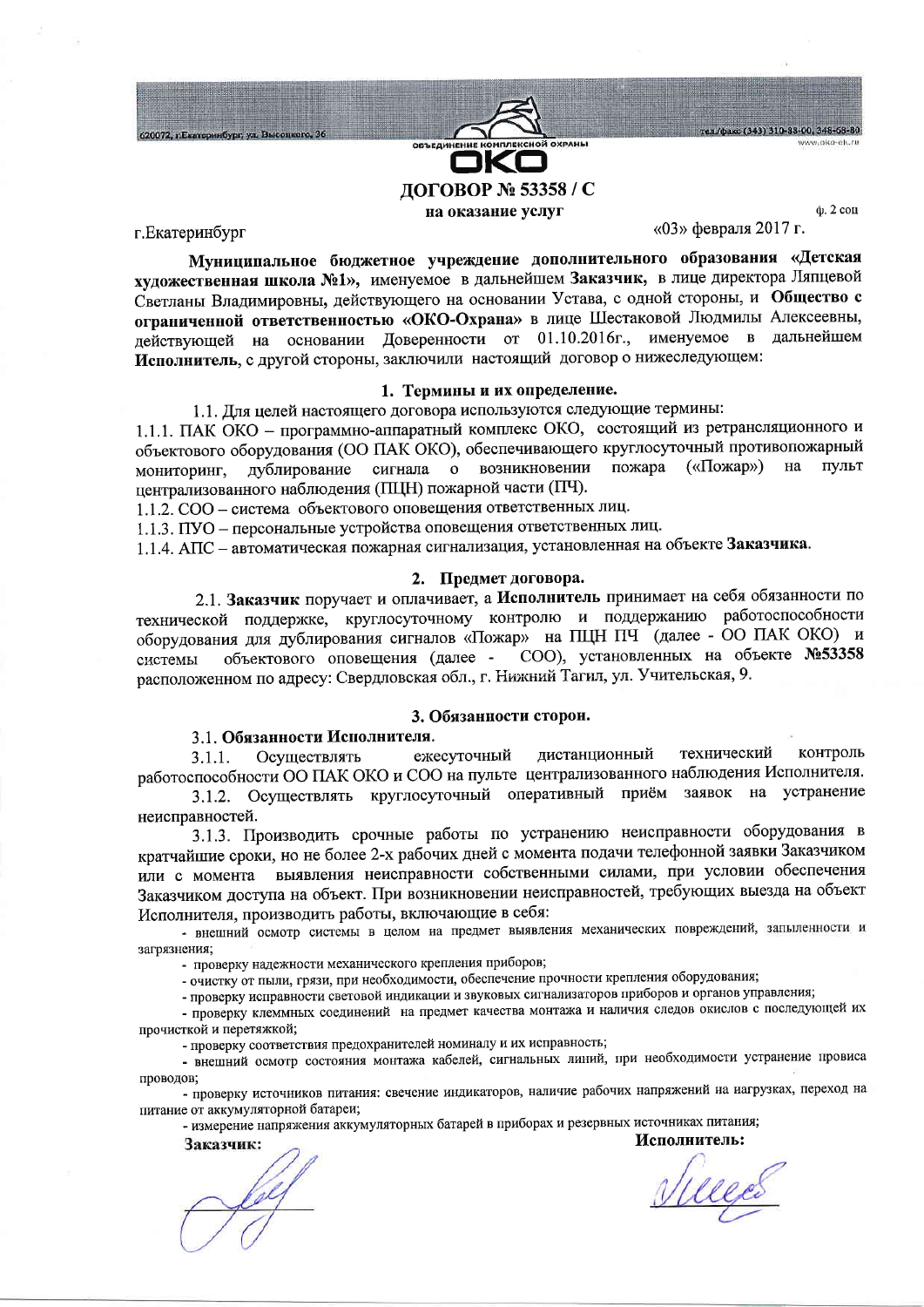620072, г.Екатеринбург, ул. Высоцкого, 36

ОБЪЕДИНЕНИЕ КОМПЛЕКСНОЙ ОХРАНЫ

ОКО

тел/факс (343) 310-33-00, 348-68-80
www.oko-ek.ru

# ДОГОВОР № 53358 / С

## на оказание услуг

ф. 2 соц

г.Екатеринбург «03» февраля 2017 г.

**Муниципальное бюджетное учреждение дополнительного образования «Детская художественная школа №1»**, именуемое в дальнейшем **Заказчик**, в лице директора Ляпцевой Светланы Владимировны, действующего на основании Устава, с одной стороны, и **Общество с ограниченной ответственностью «ОКО-Охрана»** в лице Шестаковой Людмилы Алексеевны, действующей на основании Доверенности от 01.10.2016г., именуемое в дальнейшем **Исполнитель**, с другой стороны, заключили настоящий договор о нижеследующем:

### 1. Термины и их определение.

1.1. Для целей настоящего договора используются следующие термины:

1.1.1. ПАК ОКО – программно-аппаратный комплекс ОКО, состоящий из ретрансляционного и объектового оборудования (ОО ПАК ОКО), обеспечивающего круглосуточный противопожарный мониторинг, дублирование сигнала о возникновении пожара («Пожар») на пульт централизованного наблюдения (ПЦН) пожарной части (ПЧ).

1.1.2. СОО – система объектового оповещения ответственных лиц.

1.1.3. ПУО – персональные устройства оповещения ответственных лиц.

1.1.4. АПС – автоматическая пожарная сигнализация, установленная на объекте **Заказчика**.

### 2. Предмет договора.

2.1. **Заказчик** поручает и оплачивает, а **Исполнитель** принимает на себя обязанности по технической поддержке, круглосуточному контролю и поддержанию работоспособности оборудования для дублирования сигналов «Пожар» на ПЦН ПЧ (далее - ОО ПАК ОКО) и системы объектового оповещения (далее - СОО), установленных на объекте **№53358** расположенном по адресу: Свердловская обл., г. Нижний Тагил, ул. Учительская, 9.

### 3. Обязанности сторон.

3.1. **Обязанности Исполнителя**.

3.1.1. Осуществлять ежесуточный дистанционный технический контроль работоспособности ОО ПАК ОКО и СОО на пульте централизованного наблюдения Исполнителя.

3.1.2. Осуществлять круглосуточный оперативный приём заявок на устранение неисправностей.

3.1.3. Производить срочные работы по устранению неисправности оборудования в кратчайшие сроки, но не более 2-х рабочих дней с момента подачи телефонной заявки Заказчиком или с момента выявления неисправности собственными силами, при условии обеспечения Заказчиком доступа на объект. При возникновении неисправностей, требующих выезда на объект Исполнителя, производить работы, включающие в себя:

- внешний осмотр системы в целом на предмет выявления механических повреждений, запыленности и загрязнения;
- проверку надежности механического крепления приборов;
- очистку от пыли, грязи, при необходимости, обеспечение прочности крепления оборудования;
- проверку исправности световой индикации и звуковых сигнализаторов приборов и органов управления;
- проверку клеммных соединений на предмет качества монтажа и наличия следов окислов с последующей их прочисткой и перетяжкой;
- проверку соответствия предохранителей номиналу и их исправность;
- внешний осмотр состояния монтажа кабелей, сигнальных линий, при необходимости устранение провиса проводов;
- проверку источников питания: свечение индикаторов, наличие рабочих напряжений на нагрузках, переход на питание от аккумуляторной батареи;
- измерение напряжения аккумуляторных батарей в приборах и резервных источниках питания;

**Заказчик:** **Исполнитель:**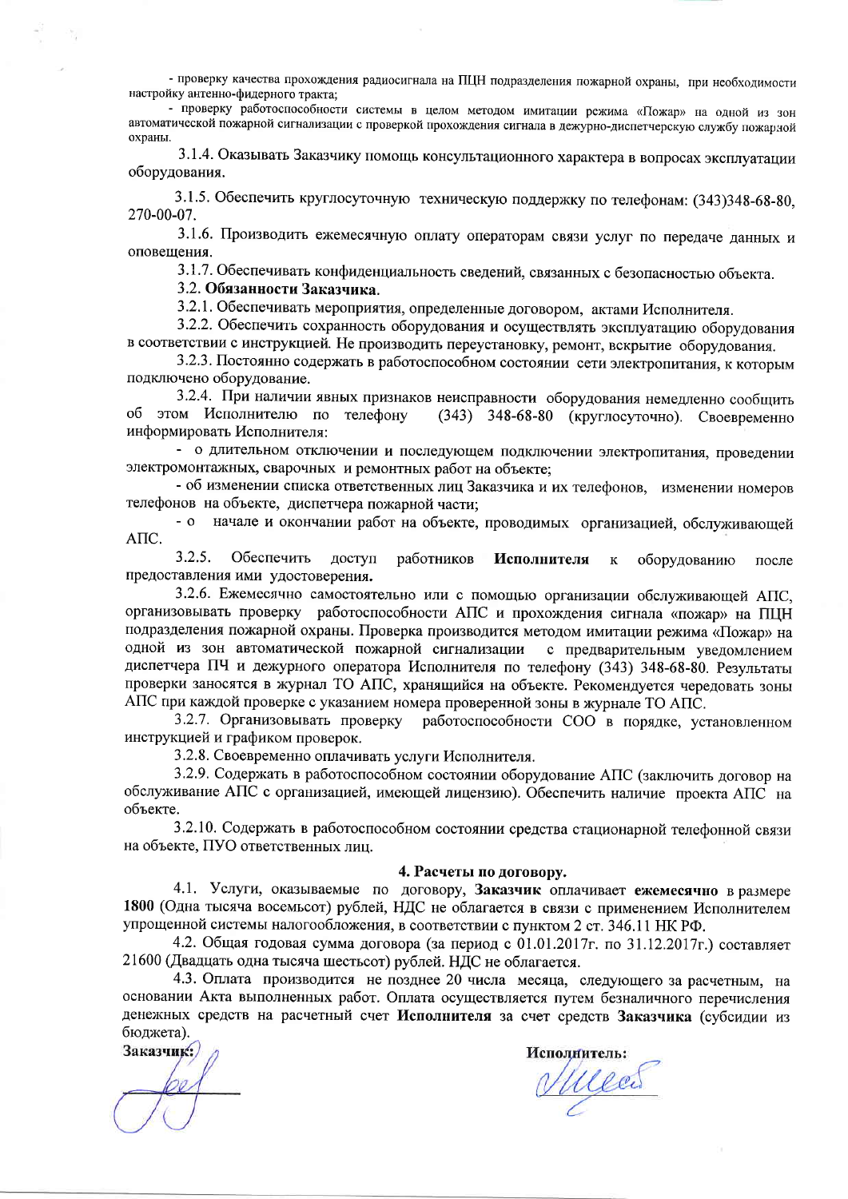- проверку качества прохождения радиосигнала на ПЦН подразделения пожарной охраны, при необходимости настройку антенно-фидерного тракта;

- проверку работоспособности системы в целом методом имитации режима «Пожар» на одной из зон автоматической пожарной сигнализации с проверкой прохождения сигнала в дежурно-диспетчерскую службу пожарной охраны.

3.1.4. Оказывать Заказчику помощь консультационного характера в вопросах эксплуатации оборудования.

3.1.5. Обеспечить круглосуточную техническую поддержку по телефонам: (343)348-68-80, 270-00-07.

3.1.6. Производить ежемесячную оплату операторам связи услуг по передаче данных и оповещения.

3.1.7. Обеспечивать конфиденциальность сведений, связанных с безопасностью объекта.

3.2. **Обязанности Заказчика**.

3.2.1. Обеспечивать мероприятия, определенные договором, актами Исполнителя.

3.2.2. Обеспечить сохранность оборудования и осуществлять эксплуатацию оборудования в соответствии с инструкцией. Не производить переустановку, ремонт, вскрытие оборудования.

3.2.3. Постоянно содержать в работоспособном состоянии сети электропитания, к которым подключено оборудование.

3.2.4. При наличии явных признаков неисправности оборудования немедленно сообщить об этом Исполнителю по телефону (343) 348-68-80 (круглосуточно). Своевременно информировать Исполнителя:

- о длительном отключении и последующем подключении электропитания, проведении электромонтажных, сварочных и ремонтных работ на объекте;

- об изменении списка ответственных лиц Заказчика и их телефонов, изменении номеров телефонов на объекте, диспетчера пожарной части;

- о начале и окончании работ на объекте, проводимых организацией, обслуживающей АПС.

3.2.5. Обеспечить доступ работников **Исполнителя** к оборудованию после предоставления ими удостоверения.

3.2.6. Ежемесячно самостоятельно или с помощью организации обслуживающей АПС, организовывать проверку работоспособности АПС и прохождения сигнала «пожар» на ПЦН подразделения пожарной охраны. Проверка производится методом имитации режима «Пожар» на одной из зон автоматической пожарной сигнализации с предварительным уведомлением диспетчера ПЧ и дежурного оператора Исполнителя по телефону (343) 348-68-80. Результаты проверки заносятся в журнал ТО АПС, хранящийся на объекте. Рекомендуется чередовать зоны АПС при каждой проверке с указанием номера проверенной зоны в журнале ТО АПС.

3.2.7. Организовывать проверку работоспособности СОО в порядке, установленном инструкцией и графиком проверок.

3.2.8. Своевременно оплачивать услуги Исполнителя.

3.2.9. Содержать в работоспособном состоянии оборудование АПС (заключить договор на обслуживание АПС с организацией, имеющей лицензию). Обеспечить наличие проекта АПС на объекте.

3.2.10. Содержать в работоспособном состоянии средства стационарной телефонной связи на объекте, ПУО ответственных лиц.

## 4. Расчеты по договору.

4.1. Услуги, оказываемые по договору, **Заказчик** оплачивает **ежемесячно** в размере **1800** (Одна тысяча восемьсот) рублей, НДС не облагается в связи с применением Исполнителем упрощенной системы налогообложения, в соответствии с пунктом 2 ст. 346.11 НК РФ.

4.2. Общая годовая сумма договора (за период с 01.01.2017г. по 31.12.2017г.) составляет 21600 (Двадцать одна тысяча шестьсот) рублей. НДС не облагается.

4.3. Оплата производится не позднее 20 числа месяца, следующего за расчетным, на основании Акта выполненных работ. Оплата осуществляется путем безналичного перечисления денежных средств на расчетный счет **Исполнителя** за счет средств **Заказчика** (субсидии из бюджета).

**Заказчик:** **Исполнитель:**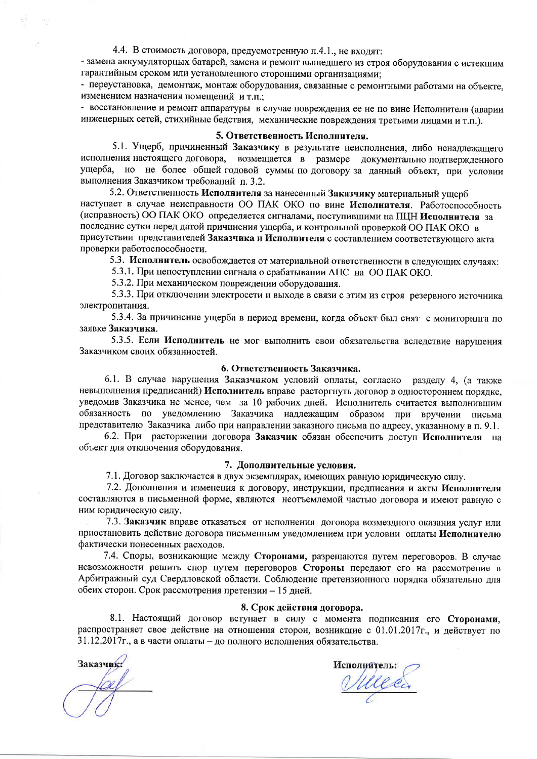4.4. В стоимость договора, предусмотренную п.4.1., не входят:

- замена аккумуляторных батарей, замена и ремонт вышедшего из строя оборудования с истекшим гарантийным сроком или установленного сторонними организациями;
- переустановка, демонтаж, монтаж оборудования, связанные с ремонтными работами на объекте, изменением назначения помещений и т.п.;
- восстановление и ремонт аппаратуры в случае повреждения ее не по вине Исполнителя (аварии инженерных сетей, стихийные бедствия, механические повреждения третьими лицами и т.п.).

### 5. Ответственность Исполнителя.

5.1. Ущерб, причиненный **Заказчику** в результате неисполнения, либо ненадлежащего исполнения настоящего договора, возмещается в размере документально подтвержденного ущерба, но не более общей годовой суммы по договору за данный объект, при условии выполнения Заказчиком требований п. 3.2.

5.2. Ответственность **Исполнителя** за нанесенный **Заказчику** материальный ущерб наступает в случае неисправности ОО ПАК ОКО по вине **Исполнителя**. Работоспособность (исправность) ОО ПАК ОКО определяется сигналами, поступившими на ПЦН **Исполнителя** за последние сутки перед датой причинения ущерба, и контрольной проверкой ОО ПАК ОКО в присутствии представителей **Заказчика** и **Исполнителя** с составлением соответствующего акта проверки работоспособности.

5.3. **Исполнитель** освобождается от материальной ответственности в следующих случаях:

5.3.1. При непоступлении сигнала о срабатывании АПС на ОО ПАК ОКО.

5.3.2. При механическом повреждении оборудования.

5.3.3. При отключении электросети и выходе в связи с этим из строя резервного источника электропитания.

5.3.4. За причинение ущерба в период времени, когда объект был снят с мониторинга по заявке **Заказчика**.

5.3.5. Если **Исполнитель** не мог выполнить свои обязательства вследствие нарушения Заказчиком своих обязанностей.

### 6. Ответственность Заказчика.

6.1. В случае нарушения **Заказчиком** условий оплаты, согласно разделу 4, (а также невыполнения предписаний) **Исполнитель** вправе расторгнуть договор в одностороннем порядке, уведомив Заказчика не менее, чем за 10 рабочих дней. Исполнитель считается выполнившим обязанность по уведомлению Заказчика надлежащим образом при вручении письма представителю Заказчика либо при направлении заказного письма по адресу, указанному в п. 9.1.

6.2. При расторжении договора **Заказчик** обязан обеспечить доступ **Исполнителя** на объект для отключения оборудования.

### 7. Дополнительные условия.

7.1. Договор заключается в двух экземплярах, имеющих равную юридическую силу.

7.2. Дополнения и изменения к договору, инструкции, предписания и акты **Исполнителя** составляются в письменной форме, являются неотъемлемой частью договора и имеют равную с ним юридическую силу.

7.3. **Заказчик** вправе отказаться от исполнения договора возмездного оказания услуг или приостановить действие договора письменным уведомлением при условии оплаты **Исполнителю** фактически понесенных расходов.

7.4. Споры, возникающие между **Сторонами**, разрешаются путем переговоров. В случае невозможности решить спор путем переговоров **Стороны** передают его на рассмотрение в Арбитражный суд Свердловской области. Соблюдение претензионного порядка обязательно для обеих сторон. Срок рассмотрения претензии – 15 дней.

### 8. Срок действия договора.

8.1. Настоящий договор вступает в силу с момента подписания его **Сторонами**, распространяет свое действие на отношения сторон, возникшие с 01.01.2017г., и действует по 31.12.2017г., а в части оплаты – до полного исполнения обязательства.

**Заказчик:** ____________

**Исполнитель:** ____________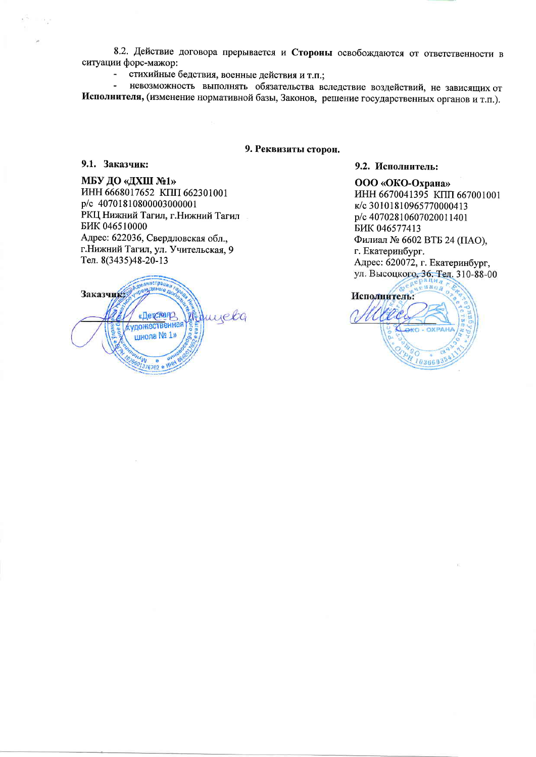8.2. Действие договора прерывается и **Стороны** освобождаются от ответственности в ситуации форс-мажор:

- стихийные бедствия, военные действия и т.п.;
- невозможность выполнять обязательства вследствие воздействий, не зависящих от **Исполнителя,** (изменение нормативной базы, Законов, решение государственных органов и т.п.).

## 9. Реквизиты сторон.

**9.1. Заказчик:**

**МБУ ДО «ДХШ №1»**
ИНН 6668017652 КПП 662301001
р/с 40701810800003000001
РКЦ Нижний Тагил, г.Нижний Тагил
БИК 046510000
Адрес: 622036, Свердловская обл., г.Нижний Тагил, ул. Учительская, 9
Тел. 8(3435)48-20-13

**Заказчик:**

**9.2. Исполнитель:**

**ООО «ОКО-Охрана»**
ИНН 6670041395 КПП 667001001
к/с 30101810965770000413
р/с 40702810607020011401
БИК 046577413
Филиал № 6602 ВТБ 24 (ПАО), г. Екатеринбург.
Адрес: 620072, г. Екатеринбург, ул. Высоцкого, 36. Тел. 310-88-00

**Исполнитель:**